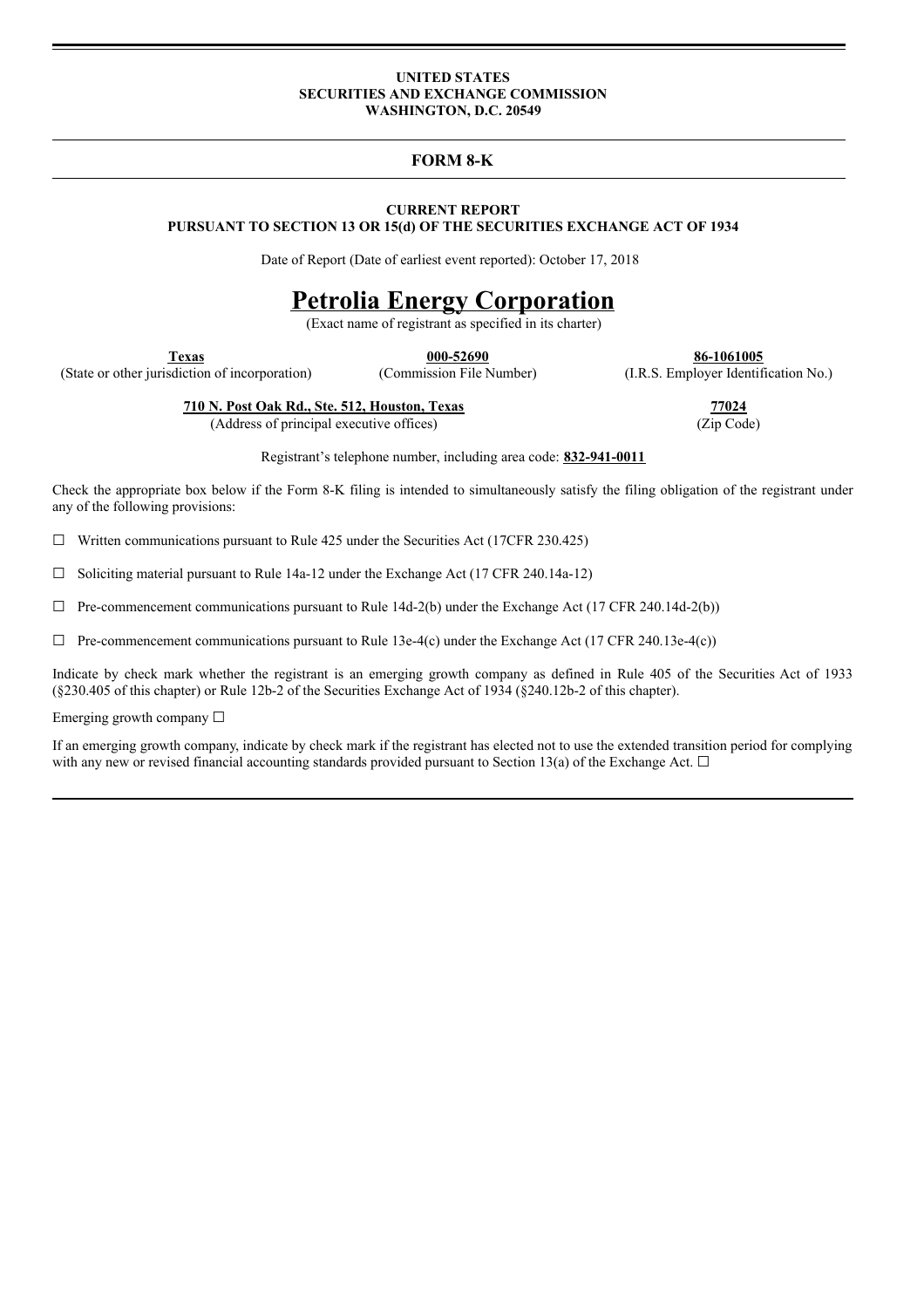**UNITED STATES**
**SECURITIES AND EXCHANGE COMMISSION**
**WASHINGTON, D.C. 20549**

---

# FORM 8-K

---

**CURRENT REPORT**
**PURSUANT TO SECTION 13 OR 15(d) OF THE SECURITIES EXCHANGE ACT OF 1934**

Date of Report (Date of earliest event reported): October 17, 2018

# Petrolia Energy Corporation

(Exact name of registrant as specified in its charter)

| **Texas** | **000-52690** | **86-1061005** |
|---|---|---|
| (State or other jurisdiction of incorporation) | (Commission File Number) | (I.R.S. Employer Identification No.) |

| **710 N. Post Oak Rd., Ste. 512, Houston, Texas** | **77024** |
|---|---|
| (Address of principal executive offices) | (Zip Code) |

Registrant's telephone number, including area code: **832-941-0011**

Check the appropriate box below if the Form 8-K filing is intended to simultaneously satisfy the filing obligation of the registrant under any of the following provisions:

☐ Written communications pursuant to Rule 425 under the Securities Act (17CFR 230.425)

☐ Soliciting material pursuant to Rule 14a-12 under the Exchange Act (17 CFR 240.14a-12)

☐ Pre-commencement communications pursuant to Rule 14d-2(b) under the Exchange Act (17 CFR 240.14d-2(b))

☐ Pre-commencement communications pursuant to Rule 13e-4(c) under the Exchange Act (17 CFR 240.13e-4(c))

Indicate by check mark whether the registrant is an emerging growth company as defined in Rule 405 of the Securities Act of 1933 (§230.405 of this chapter) or Rule 12b-2 of the Securities Exchange Act of 1934 (§240.12b-2 of this chapter).

Emerging growth company ☐

If an emerging growth company, indicate by check mark if the registrant has elected not to use the extended transition period for complying with any new or revised financial accounting standards provided pursuant to Section 13(a) of the Exchange Act. ☐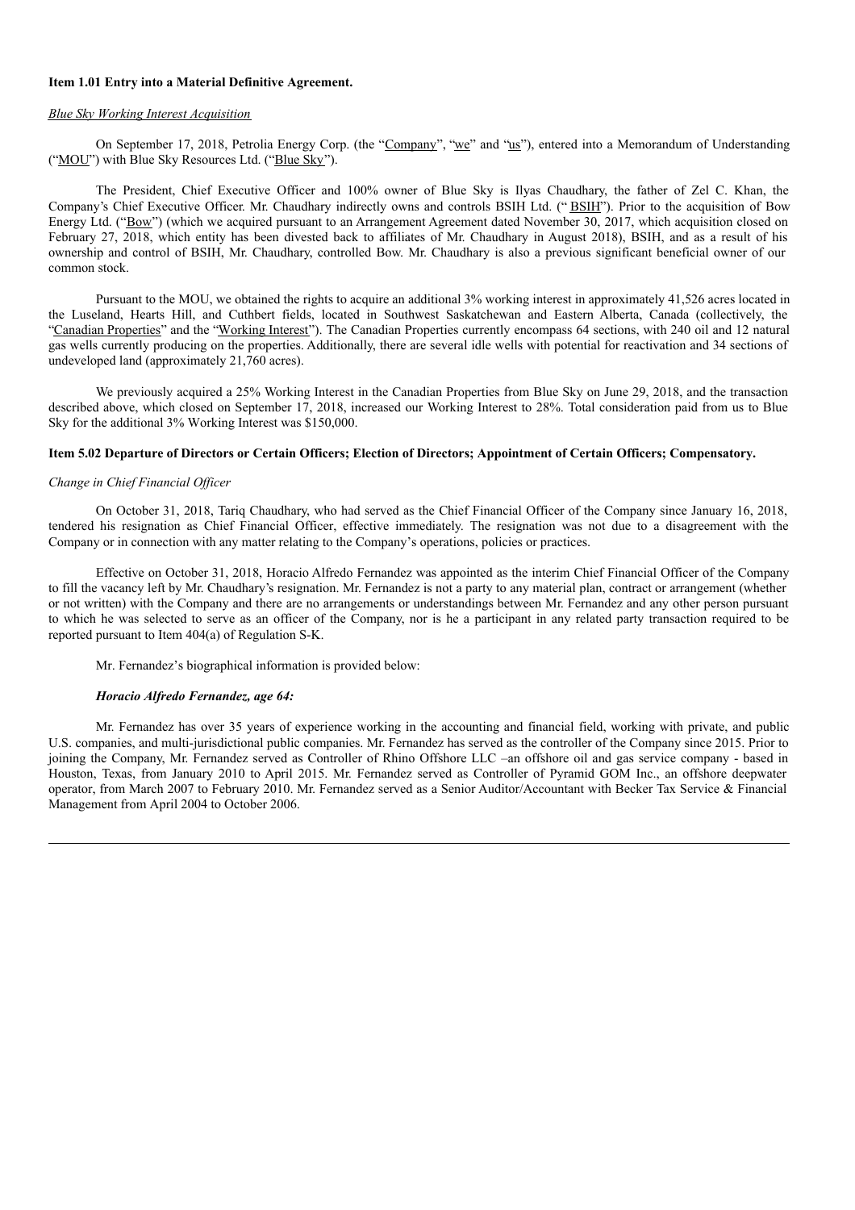**Item 1.01 Entry into a Material Definitive Agreement.**

*Blue Sky Working Interest Acquisition*

On September 17, 2018, Petrolia Energy Corp. (the "Company", "we" and "us"), entered into a Memorandum of Understanding ("MOU") with Blue Sky Resources Ltd. ("Blue Sky").

The President, Chief Executive Officer and 100% owner of Blue Sky is Ilyas Chaudhary, the father of Zel C. Khan, the Company's Chief Executive Officer. Mr. Chaudhary indirectly owns and controls BSIH Ltd. ("BSIH"). Prior to the acquisition of Bow Energy Ltd. ("Bow") (which we acquired pursuant to an Arrangement Agreement dated November 30, 2017, which acquisition closed on February 27, 2018, which entity has been divested back to affiliates of Mr. Chaudhary in August 2018), BSIH, and as a result of his ownership and control of BSIH, Mr. Chaudhary, controlled Bow. Mr. Chaudhary is also a previous significant beneficial owner of our common stock.

Pursuant to the MOU, we obtained the rights to acquire an additional 3% working interest in approximately 41,526 acres located in the Luseland, Hearts Hill, and Cuthbert fields, located in Southwest Saskatchewan and Eastern Alberta, Canada (collectively, the "Canadian Properties" and the "Working Interest"). The Canadian Properties currently encompass 64 sections, with 240 oil and 12 natural gas wells currently producing on the properties. Additionally, there are several idle wells with potential for reactivation and 34 sections of undeveloped land (approximately 21,760 acres).

We previously acquired a 25% Working Interest in the Canadian Properties from Blue Sky on June 29, 2018, and the transaction described above, which closed on September 17, 2018, increased our Working Interest to 28%. Total consideration paid from us to Blue Sky for the additional 3% Working Interest was $150,000.

**Item 5.02 Departure of Directors or Certain Officers; Election of Directors; Appointment of Certain Officers; Compensatory.**

*Change in Chief Financial Officer*

On October 31, 2018, Tariq Chaudhary, who had served as the Chief Financial Officer of the Company since January 16, 2018, tendered his resignation as Chief Financial Officer, effective immediately. The resignation was not due to a disagreement with the Company or in connection with any matter relating to the Company's operations, policies or practices.

Effective on October 31, 2018, Horacio Alfredo Fernandez was appointed as the interim Chief Financial Officer of the Company to fill the vacancy left by Mr. Chaudhary's resignation. Mr. Fernandez is not a party to any material plan, contract or arrangement (whether or not written) with the Company and there are no arrangements or understandings between Mr. Fernandez and any other person pursuant to which he was selected to serve as an officer of the Company, nor is he a participant in any related party transaction required to be reported pursuant to Item 404(a) of Regulation S-K.

Mr. Fernandez's biographical information is provided below:

***Horacio Alfredo Fernandez, age 64:***

Mr. Fernandez has over 35 years of experience working in the accounting and financial field, working with private, and public U.S. companies, and multi-jurisdictional public companies. Mr. Fernandez has served as the controller of the Company since 2015. Prior to joining the Company, Mr. Fernandez served as Controller of Rhino Offshore LLC –an offshore oil and gas service company - based in Houston, Texas, from January 2010 to April 2015. Mr. Fernandez served as Controller of Pyramid GOM Inc., an offshore deepwater operator, from March 2007 to February 2010. Mr. Fernandez served as a Senior Auditor/Accountant with Becker Tax Service & Financial Management from April 2004 to October 2006.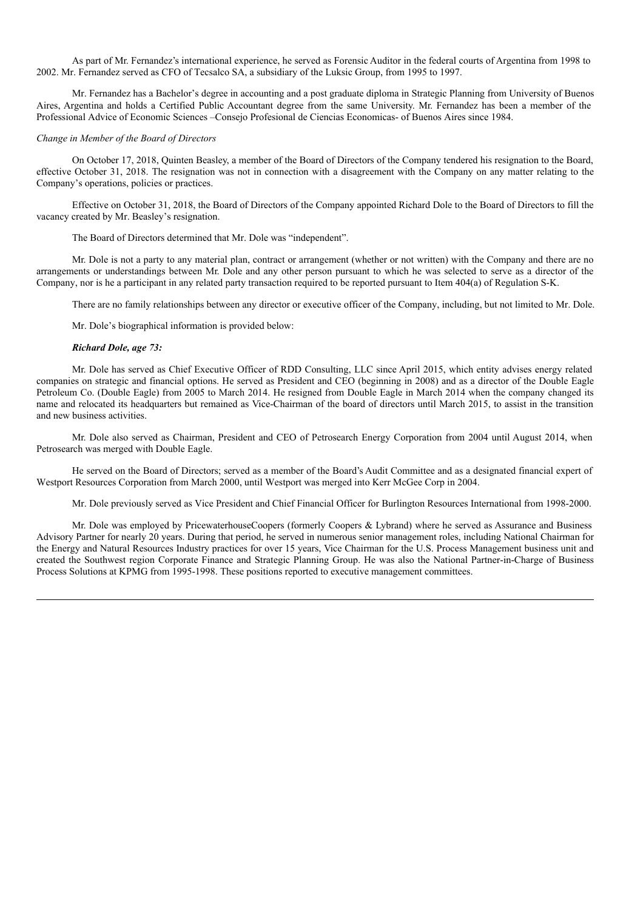As part of Mr. Fernandez's international experience, he served as Forensic Auditor in the federal courts of Argentina from 1998 to 2002. Mr. Fernandez served as CFO of Tecsalco SA, a subsidiary of the Luksic Group, from 1995 to 1997.

Mr. Fernandez has a Bachelor's degree in accounting and a post graduate diploma in Strategic Planning from University of Buenos Aires, Argentina and holds a Certified Public Accountant degree from the same University. Mr. Fernandez has been a member of the Professional Advice of Economic Sciences –Consejo Profesional de Ciencias Economicas- of Buenos Aires since 1984.

*Change in Member of the Board of Directors*

On October 17, 2018, Quinten Beasley, a member of the Board of Directors of the Company tendered his resignation to the Board, effective October 31, 2018. The resignation was not in connection with a disagreement with the Company on any matter relating to the Company's operations, policies or practices.

Effective on October 31, 2018, the Board of Directors of the Company appointed Richard Dole to the Board of Directors to fill the vacancy created by Mr. Beasley's resignation.

The Board of Directors determined that Mr. Dole was "independent".

Mr. Dole is not a party to any material plan, contract or arrangement (whether or not written) with the Company and there are no arrangements or understandings between Mr. Dole and any other person pursuant to which he was selected to serve as a director of the Company, nor is he a participant in any related party transaction required to be reported pursuant to Item 404(a) of Regulation S-K.

There are no family relationships between any director or executive officer of the Company, including, but not limited to Mr. Dole.

Mr. Dole's biographical information is provided below:

***Richard Dole, age 73:***

Mr. Dole has served as Chief Executive Officer of RDD Consulting, LLC since April 2015, which entity advises energy related companies on strategic and financial options. He served as President and CEO (beginning in 2008) and as a director of the Double Eagle Petroleum Co. (Double Eagle) from 2005 to March 2014. He resigned from Double Eagle in March 2014 when the company changed its name and relocated its headquarters but remained as Vice-Chairman of the board of directors until March 2015, to assist in the transition and new business activities.

Mr. Dole also served as Chairman, President and CEO of Petrosearch Energy Corporation from 2004 until August 2014, when Petrosearch was merged with Double Eagle.

He served on the Board of Directors; served as a member of the Board's Audit Committee and as a designated financial expert of Westport Resources Corporation from March 2000, until Westport was merged into Kerr McGee Corp in 2004.

Mr. Dole previously served as Vice President and Chief Financial Officer for Burlington Resources International from 1998-2000.

Mr. Dole was employed by PricewaterhouseCoopers (formerly Coopers & Lybrand) where he served as Assurance and Business Advisory Partner for nearly 20 years. During that period, he served in numerous senior management roles, including National Chairman for the Energy and Natural Resources Industry practices for over 15 years, Vice Chairman for the U.S. Process Management business unit and created the Southwest region Corporate Finance and Strategic Planning Group. He was also the National Partner-in-Charge of Business Process Solutions at KPMG from 1995-1998. These positions reported to executive management committees.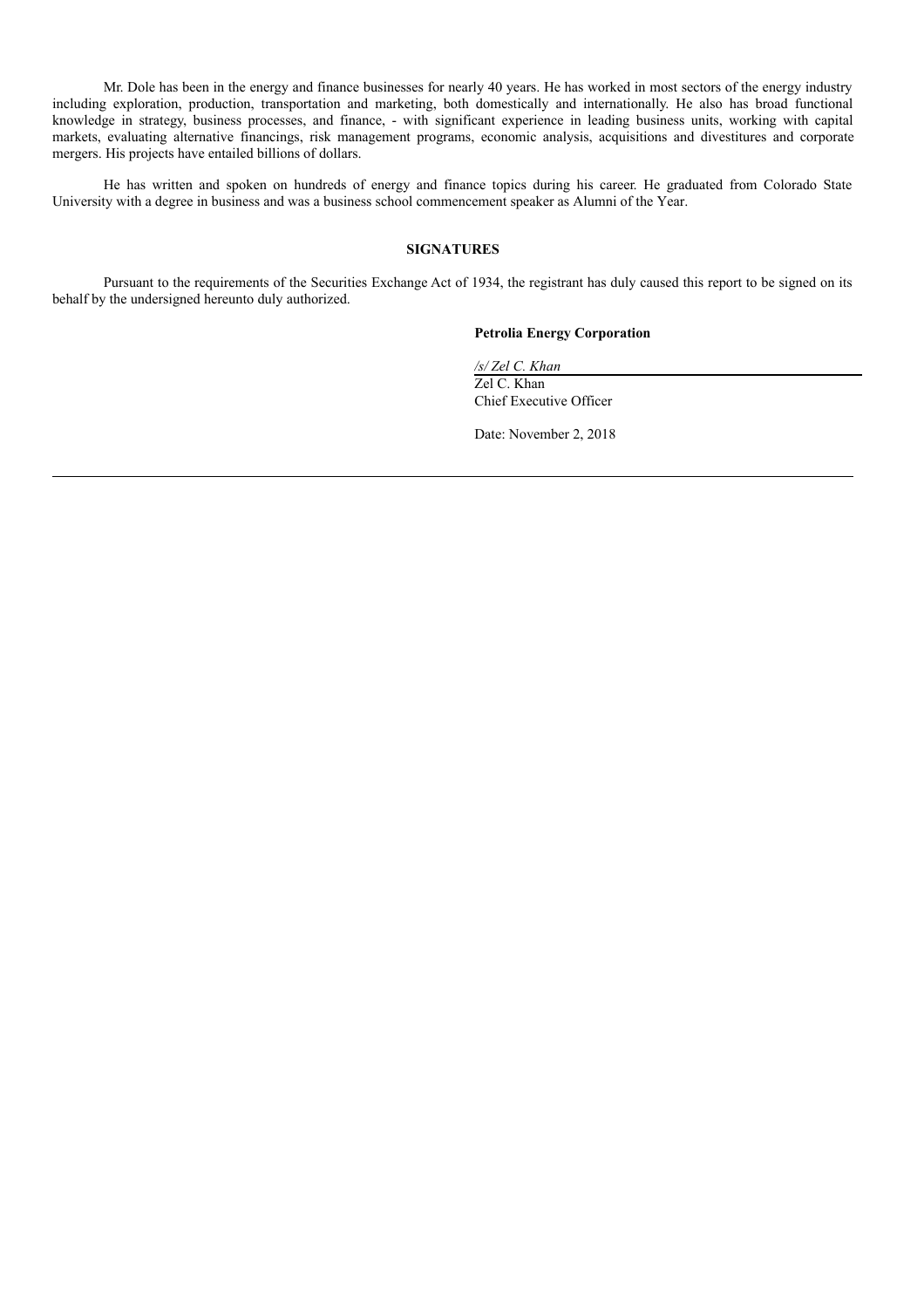Mr. Dole has been in the energy and finance businesses for nearly 40 years. He has worked in most sectors of the energy industry including exploration, production, transportation and marketing, both domestically and internationally. He also has broad functional knowledge in strategy, business processes, and finance, - with significant experience in leading business units, working with capital markets, evaluating alternative financings, risk management programs, economic analysis, acquisitions and divestitures and corporate mergers. His projects have entailed billions of dollars.

He has written and spoken on hundreds of energy and finance topics during his career. He graduated from Colorado State University with a degree in business and was a business school commencement speaker as Alumni of the Year.

## SIGNATURES

Pursuant to the requirements of the Securities Exchange Act of 1934, the registrant has duly caused this report to be signed on its behalf by the undersigned hereunto duly authorized.

**Petrolia Energy Corporation**

*/s/ Zel C. Khan*
Zel C. Khan
Chief Executive Officer

Date: November 2, 2018